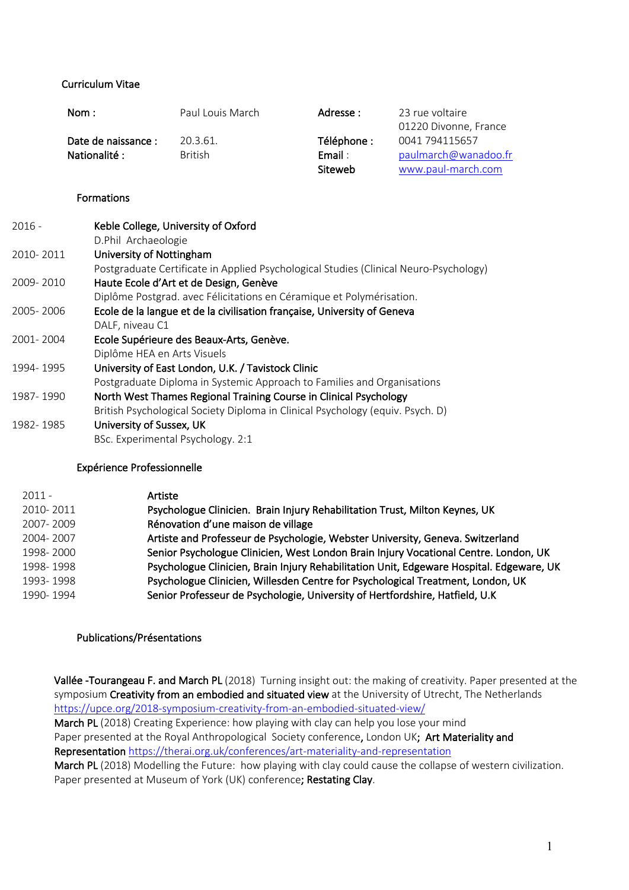# Curriculum Vitae

| | | | |
|---|---|---|---|
| Nom : | Paul Louis March | Adresse : | 23 rue voltaire<br>01220 Divonne, France |
| Date de naissance : | 20.3.61. | Téléphone : | 0041 794115657 |
| Nationalité : | British | Email : | paulmarch@wanadoo.fr |
| | | Siteweb | www.paul-march.com |

## Formations

| | |
|---|---|
| 2016 - | **Keble College, University of Oxford**<br>D.Phil Archaeologie |
| 2010- 2011 | **University of Nottingham**<br>Postgraduate Certificate in Applied Psychological Studies (Clinical Neuro-Psychology) |
| 2009- 2010 | **Haute Ecole d'Art et de Design, Genève**<br>Diplôme Postgrad. avec Félicitations en Céramique et Polymérisation. |
| 2005- 2006 | **Ecole de la langue et de la civilisation française, University of Geneva**<br>DALF, niveau C1 |
| 2001- 2004 | **Ecole Supérieure des Beaux-Arts, Genève.**<br>Diplôme HEA en Arts Visuels |
| 1994- 1995 | **University of East London, U.K. / Tavistock Clinic**<br>Postgraduate Diploma in Systemic Approach to Families and Organisations |
| 1987- 1990 | **North West Thames Regional Training Course in Clinical Psychology**<br>British Psychological Society Diploma in Clinical Psychology (equiv. Psych. D) |
| 1982- 1985 | **University of Sussex, UK**<br>BSc. Experimental Psychology. 2:1 |

## Expérience Professionnelle

| | |
|---|---|
| 2011 - | **Artiste** |
| 2010- 2011 | **Psychologue Clinicien. Brain Injury Rehabilitation Trust, Milton Keynes, UK** |
| 2007- 2009 | **Rénovation d'une maison de village** |
| 2004- 2007 | **Artiste and Professeur de Psychologie, Webster University, Geneva. Switzerland** |
| 1998- 2000 | **Senior Psychologue Clinicien, West London Brain Injury Vocational Centre. London, UK** |
| 1998- 1998 | **Psychologue Clinicien, Brain Injury Rehabilitation Unit, Edgeware Hospital. Edgeware, UK** |
| 1993- 1998 | **Psychologue Clinicien, Willesden Centre for Psychological Treatment, London, UK** |
| 1990- 1994 | **Senior Professeur de Psychologie, University of Hertfordshire, Hatfield, U.K** |

## Publications/Présentations

**Vallée -Tourangeau F. and March PL** (2018) Turning insight out: the making of creativity. Paper presented at the symposium **Creativity from an embodied and situated view** at the University of Utrecht, The Netherlands https://upce.org/2018-symposium-creativity-from-an-embodied-situated-view/

**March PL** (2018) Creating Experience: how playing with clay can help you lose your mind
Paper presented at the Royal Anthropological Society conference, London UK; **Art Materiality and Representation** https://therai.org.uk/conferences/art-materiality-and-representation

**March PL** (2018) Modelling the Future: how playing with clay could cause the collapse of western civilization. Paper presented at Museum of York (UK) conference**; Restating Clay**.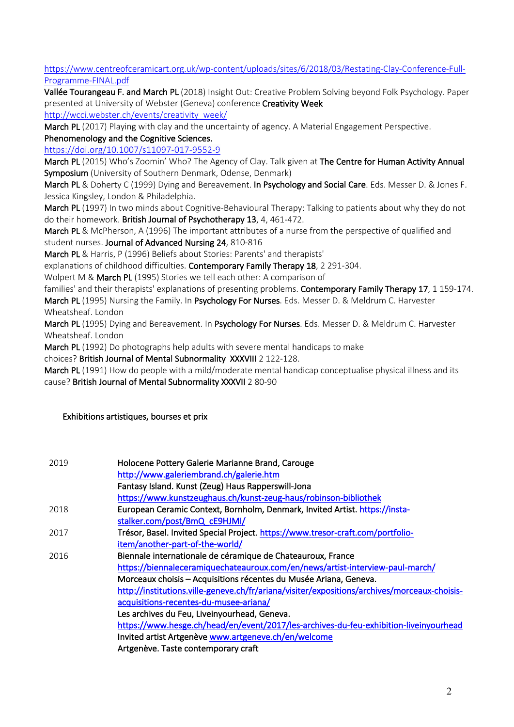https://www.centreofceramicart.org.uk/wp-content/uploads/sites/6/2018/03/Restating-Clay-Conference-Full-Programme-FINAL.pdf

**Vallée Tourangeau F. and March PL** (2018) Insight Out: Creative Problem Solving beyond Folk Psychology. Paper presented at University of Webster (Geneva) conference **Creativity Week** http://wcci.webster.ch/events/creativity_week/

**March PL** (2017) Playing with clay and the uncertainty of agency. A Material Engagement Perspective. **Phenomenology and the Cognitive Sciences.** https://doi.org/10.1007/s11097-017-9552-9

**March PL** (2015) Who's Zoomin' Who? The Agency of Clay. Talk given at **The Centre for Human Activity Annual Symposium** (University of Southern Denmark, Odense, Denmark)

**March PL** & Doherty C (1999) Dying and Bereavement. **In Psychology and Social Care**. Eds. Messer D. & Jones F. Jessica Kingsley, London & Philadelphia.

**March PL** (1997) In two minds about Cognitive-Behavioural Therapy: Talking to patients about why they do not do their homework. **British Journal of Psychotherapy 13**, 4, 461-472.

**March PL** & McPherson, A (1996) The important attributes of a nurse from the perspective of qualified and student nurses. **Journal of Advanced Nursing 24**, 810-816

**March PL** & Harris, P (1996) Beliefs about Stories: Parents' and therapists' explanations of childhood difficulties. **Contemporary Family Therapy 18**, 2 291-304.

Wolpert M & **March PL** (1995) Stories we tell each other: A comparison of families' and their therapists' explanations of presenting problems. **Contemporary Family Therapy 17**, 1 159-174.

**March PL** (1995) Nursing the Family. In **Psychology For Nurses**. Eds. Messer D. & Meldrum C. Harvester Wheatsheaf. London

**March PL** (1995) Dying and Bereavement. In **Psychology For Nurses**. Eds. Messer D. & Meldrum C. Harvester Wheatsheaf. London

**March PL** (1992) Do photographs help adults with severe mental handicaps to make choices? **British Journal of Mental Subnormality XXXVIII** 2 122-128.

**March PL** (1991) How do people with a mild/moderate mental handicap conceptualise physical illness and its cause? **British Journal of Mental Subnormality XXXVII** 2 80-90

## Exhibitions artistiques, bourses et prix

| | |
|---|---|
| 2019 | **Holocene Pottery Galerie Marianne Brand, Carouge** http://www.galeriembrand.ch/galerie.htm |
| | **Fantasy Island. Kunst (Zeug) Haus Rappserswill-Jona** https://www.kunstzeughaus.ch/kunst-zeug-haus/robinson-bibliothek |
| 2018 | **European Ceramic Context, Bornholm, Denmark, Invited Artist.** https://insta-stalker.com/post/BmQ_cE9HJMI/ |
| 2017 | **Trésor, Basel. Invited Special Project.** https://www.tresor-craft.com/portfolio-item/another-part-of-the-world/ |
| 2016 | **Biennale internationale de céramique de Chateauroux, France** https://biennaleceramiquechateauroux.com/en/news/artist-interview-paul-march/ |
| | **Morceaux choisis – Acquisitions récentes du Musée Ariana, Geneva.** http://institutions.ville-geneve.ch/fr/ariana/visiter/expositions/archives/morceaux-choisis-acquisitions-recentes-du-musee-ariana/ |
| | **Les archives du Feu, Liveinyourhead, Geneva.** https://www.hesge.ch/head/en/event/2017/les-archives-du-feu-exhibition-liveinyourhead |
| | **Invited artist Artgenève** www.artgeneve.ch/en/welcome |
| | **Artgenève. Taste contemporary craft** |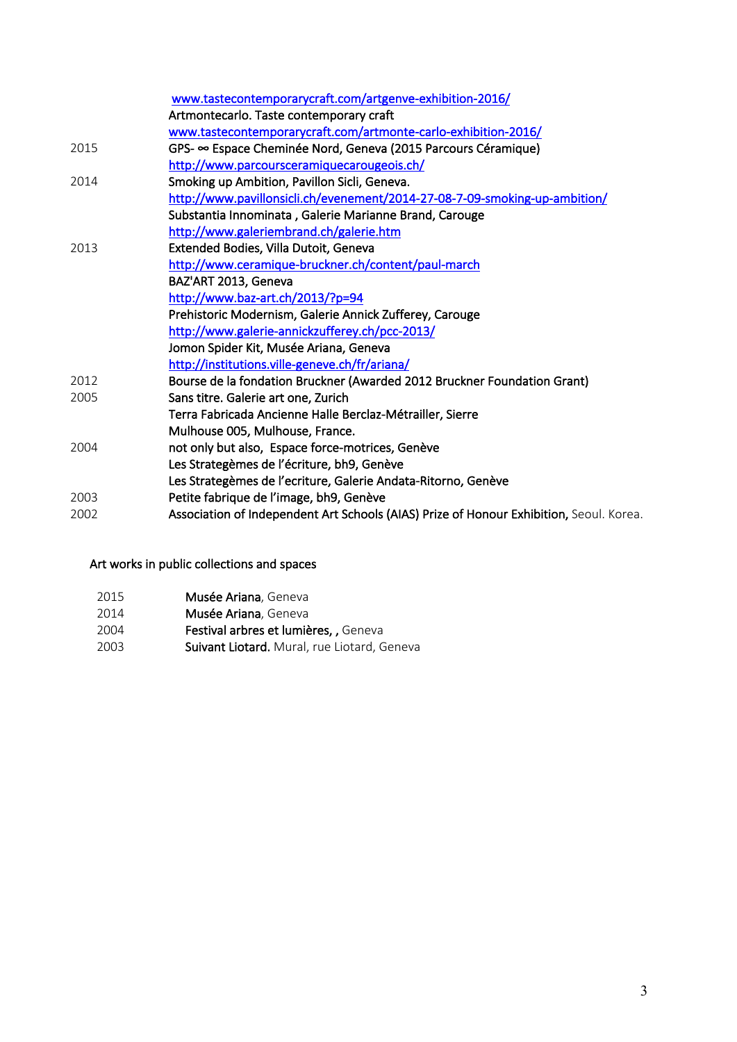| | |
|---|---|
| | www.tastecontemporarycraft.com/artgenve-exhibition-2016/ |
| | Artmontecarlo. Taste contemporary craft |
| | www.tastecontemporarycraft.com/artmonte-carlo-exhibition-2016/ |
| 2015 | GPS- ∞ Espace Cheminée Nord, Geneva (2015 Parcours Céramique) |
| | http://www.parcoursceramiquecarougeois.ch/ |
| 2014 | Smoking up Ambition, Pavillon Sicli, Geneva. |
| | http://www.pavillonsicli.ch/evenement/2014-27-08-7-09-smoking-up-ambition/ |
| | Substantia Innominata , Galerie Marianne Brand, Carouge |
| | http://www.galeriembrand.ch/galerie.htm |
| 2013 | Extended Bodies, Villa Dutoit, Geneva |
| | http://www.ceramique-bruckner.ch/content/paul-march |
| | BAZ'ART 2013, Geneva |
| | http://www.baz-art.ch/2013/?p=94 |
| | Prehistoric Modernism, Galerie Annick Zufferey, Carouge |
| | http://www.galerie-annickzufferey.ch/pcc-2013/ |
| | Jomon Spider Kit, Musée Ariana, Geneva |
| | http://institutions.ville-geneve.ch/fr/ariana/ |
| 2012 | Bourse de la fondation Bruckner (Awarded 2012 Bruckner Foundation Grant) |
| 2005 | Sans titre. Galerie art one, Zurich |
| | Terra Fabricada Ancienne Halle Berclaz-Métrailler, Sierre |
| | Mulhouse 005, Mulhouse, France. |
| 2004 | not only but also, Espace force-motrices, Genève |
| | Les Strategèmes de l'écriture, bh9, Genève |
| | Les Strategèmes de l'ecriture, Galerie Andata-Ritorno, Genève |
| 2003 | Petite fabrique de l'image, bh9, Genève |
| 2002 | Association of Independent Art Schools (AIAS) Prize of Honour Exhibition, Seoul. Korea. |

## Art works in public collections and spaces

| | |
|---|---|
| 2015 | **Musée Ariana**, Geneva |
| 2014 | **Musée Ariana**, Geneva |
| 2004 | **Festival arbres et lumières, ,** Geneva |
| 2003 | **Suivant Liotard.** Mural, rue Liotard, Geneva |